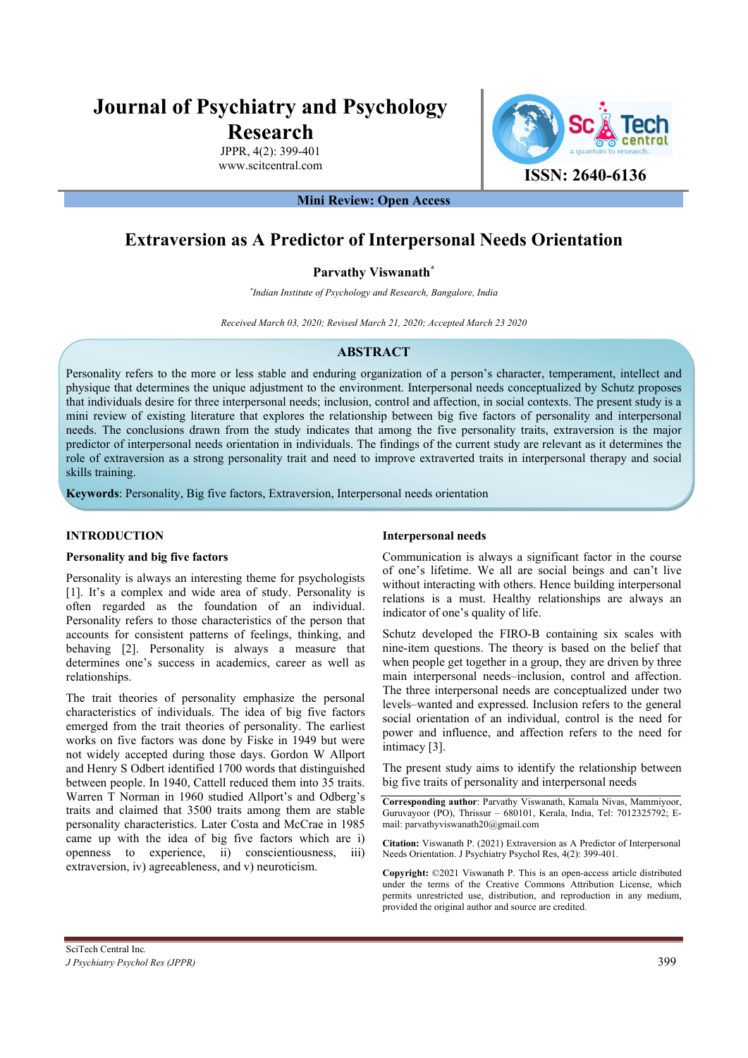# Journal of Psychiatry and Psychology Research

JPPR, 4(2): 399-401

www.scitcentral.com

ISSN: 2640-6136

**Mini Review: Open Access**

## Extraversion as A Predictor of Interpersonal Needs Orientation

**Parvathy Viswanath***

*Indian Institute of Psychology and Research, Bangalore, India*

*Received March 03, 2020; Revised March 21, 2020; Accepted March 23 2020*

### ABSTRACT

Personality refers to the more or less stable and enduring organization of a person's character, temperament, intellect and physique that determines the unique adjustment to the environment. Interpersonal needs conceptualized by Schutz proposes that individuals desire for three interpersonal needs; inclusion, control and affection, in social contexts. The present study is a mini review of existing literature that explores the relationship between big five factors of personality and interpersonal needs. The conclusions drawn from the study indicates that among the five personality traits, extraversion is the major predictor of interpersonal needs orientation in individuals. The findings of the current study are relevant as it determines the role of extraversion as a strong personality trait and need to improve extraverted traits in interpersonal therapy and social skills training.

**Keywords**: Personality, Big five factors, Extraversion, Interpersonal needs orientation

## INTRODUCTION

### Personality and big five factors

Personality is always an interesting theme for psychologists [1]. It's a complex and wide area of study. Personality is often regarded as the foundation of an individual. Personality refers to those characteristics of the person that accounts for consistent patterns of feelings, thinking, and behaving [2]. Personality is always a measure that determines one's success in academics, career as well as relationships.

The trait theories of personality emphasize the personal characteristics of individuals. The idea of big five factors emerged from the trait theories of personality. The earliest works on five factors was done by Fiske in 1949 but were not widely accepted during those days. Gordon W Allport and Henry S Odbert identified 1700 words that distinguished between people. In 1940, Cattell reduced them into 35 traits. Warren T Norman in 1960 studied Allport's and Odberg's traits and claimed that 3500 traits among them are stable personality characteristics. Later Costa and McCrae in 1985 came up with the idea of big five factors which are i) openness to experience, ii) conscientiousness, iii) extraversion, iv) agreeableness, and v) neuroticism.

### Interpersonal needs

Communication is always a significant factor in the course of one's lifetime. We all are social beings and can't live without interacting with others. Hence building interpersonal relations is a must. Healthy relationships are always an indicator of one's quality of life.

Schutz developed the FIRO-B containing six scales with nine-item questions. The theory is based on the belief that when people get together in a group, they are driven by three main interpersonal needs–inclusion, control and affection. The three interpersonal needs are conceptualized under two levels–wanted and expressed. Inclusion refers to the general social orientation of an individual, control is the need for power and influence, and affection refers to the need for intimacy [3].

The present study aims to identify the relationship between big five traits of personality and interpersonal needs

**Corresponding author**: Parvathy Viswanath, Kamala Nivas, Mammiyoor, Guruvayoor (PO), Thrissur – 680101, Kerala, India, Tel: 7012325792; E-mail: parvathyviswanath20@gmail.com

**Citation:** Viswanath P. (2021) Extraversion as A Predictor of Interpersonal Needs Orientation. J Psychiatry Psychol Res, 4(2): 399-401.

**Copyright:** ©2021 Viswanath P. This is an open-access article distributed under the terms of the Creative Commons Attribution License, which permits unrestricted use, distribution, and reproduction in any medium, provided the original author and source are credited.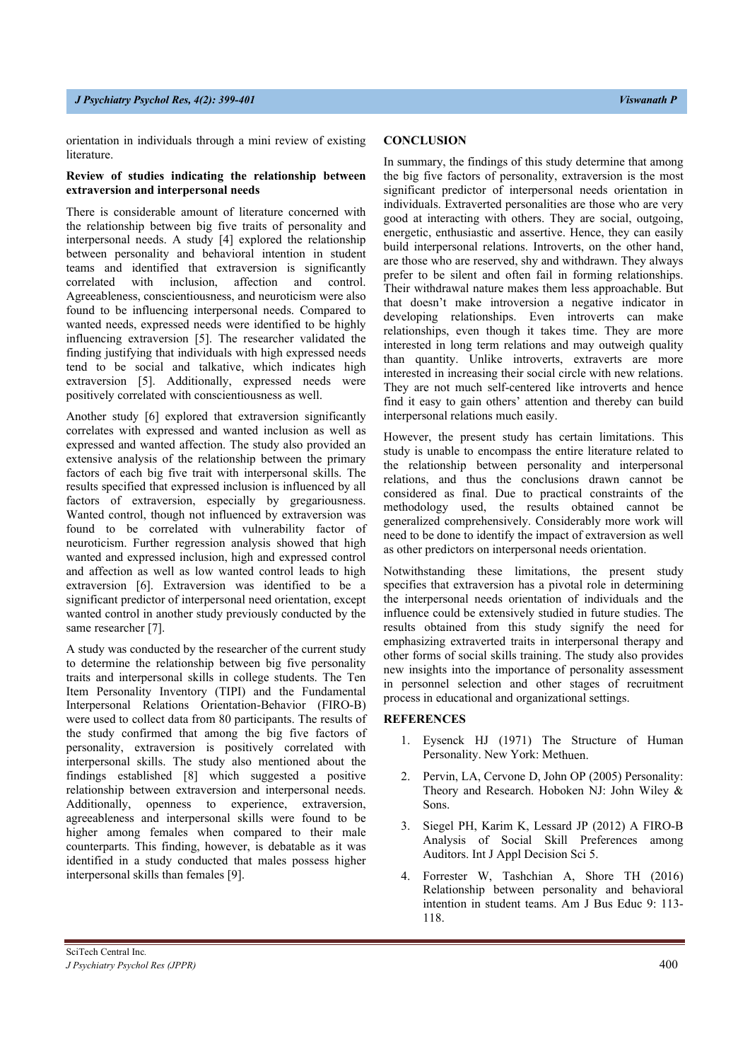orientation in individuals through a mini review of existing literature.

**Review of studies indicating the relationship between extraversion and interpersonal needs**

There is considerable amount of literature concerned with the relationship between big five traits of personality and interpersonal needs. A study [4] explored the relationship between personality and behavioral intention in student teams and identified that extraversion is significantly correlated with inclusion, affection and control. Agreeableness, conscientiousness, and neuroticism were also found to be influencing interpersonal needs. Compared to wanted needs, expressed needs were identified to be highly influencing extraversion [5]. The researcher validated the finding justifying that individuals with high expressed needs tend to be social and talkative, which indicates high extraversion [5]. Additionally, expressed needs were positively correlated with conscientiousness as well.

Another study [6] explored that extraversion significantly correlates with expressed and wanted inclusion as well as expressed and wanted affection. The study also provided an extensive analysis of the relationship between the primary factors of each big five trait with interpersonal skills. The results specified that expressed inclusion is influenced by all factors of extraversion, especially by gregariousness. Wanted control, though not influenced by extraversion was found to be correlated with vulnerability factor of neuroticism. Further regression analysis showed that high wanted and expressed inclusion, high and expressed control and affection as well as low wanted control leads to high extraversion [6]. Extraversion was identified to be a significant predictor of interpersonal need orientation, except wanted control in another study previously conducted by the same researcher [7].

A study was conducted by the researcher of the current study to determine the relationship between big five personality traits and interpersonal skills in college students. The Ten Item Personality Inventory (TIPI) and the Fundamental Interpersonal Relations Orientation-Behavior (FIRO-B) were used to collect data from 80 participants. The results of the study confirmed that among the big five factors of personality, extraversion is positively correlated with interpersonal skills. The study also mentioned about the findings established [8] which suggested a positive relationship between extraversion and interpersonal needs. Additionally, openness to experience, extraversion, agreeableness and interpersonal skills were found to be higher among females when compared to their male counterparts. This finding, however, is debatable as it was identified in a study conducted that males possess higher interpersonal skills than females [9].

## CONCLUSION

In summary, the findings of this study determine that among the big five factors of personality, extraversion is the most significant predictor of interpersonal needs orientation in individuals. Extraverted personalities are those who are very good at interacting with others. They are social, outgoing, energetic, enthusiastic and assertive. Hence, they can easily build interpersonal relations. Introverts, on the other hand, are those who are reserved, shy and withdrawn. They always prefer to be silent and often fail in forming relationships. Their withdrawal nature makes them less approachable. But that doesn't make introversion a negative indicator in developing relationships. Even introverts can make relationships, even though it takes time. They are more interested in long term relations and may outweigh quality than quantity. Unlike introverts, extraverts are more interested in increasing their social circle with new relations. They are not much self-centered like introverts and hence find it easy to gain others' attention and thereby can build interpersonal relations much easily.

However, the present study has certain limitations. This study is unable to encompass the entire literature related to the relationship between personality and interpersonal relations, and thus the conclusions drawn cannot be considered as final. Due to practical constraints of the methodology used, the results obtained cannot be generalized comprehensively. Considerably more work will need to be done to identify the impact of extraversion as well as other predictors on interpersonal needs orientation.

Notwithstanding these limitations, the present study specifies that extraversion has a pivotal role in determining the interpersonal needs orientation of individuals and the influence could be extensively studied in future studies. The results obtained from this study signify the need for emphasizing extraverted traits in interpersonal therapy and other forms of social skills training. The study also provides new insights into the importance of personality assessment in personnel selection and other stages of recruitment process in educational and organizational settings.

## REFERENCES

1. Eysenck HJ (1971) The Structure of Human Personality. New York: Methuen.
2. Pervin, LA, Cervone D, John OP (2005) Personality: Theory and Research. Hoboken NJ: John Wiley & Sons.
3. Siegel PH, Karim K, Lessard JP (2012) A FIRO-B Analysis of Social Skill Preferences among Auditors. Int J Appl Decision Sci 5.
4. Forrester W, Tashchian A, Shore TH (2016) Relationship between personality and behavioral intention in student teams. Am J Bus Educ 9: 113-118.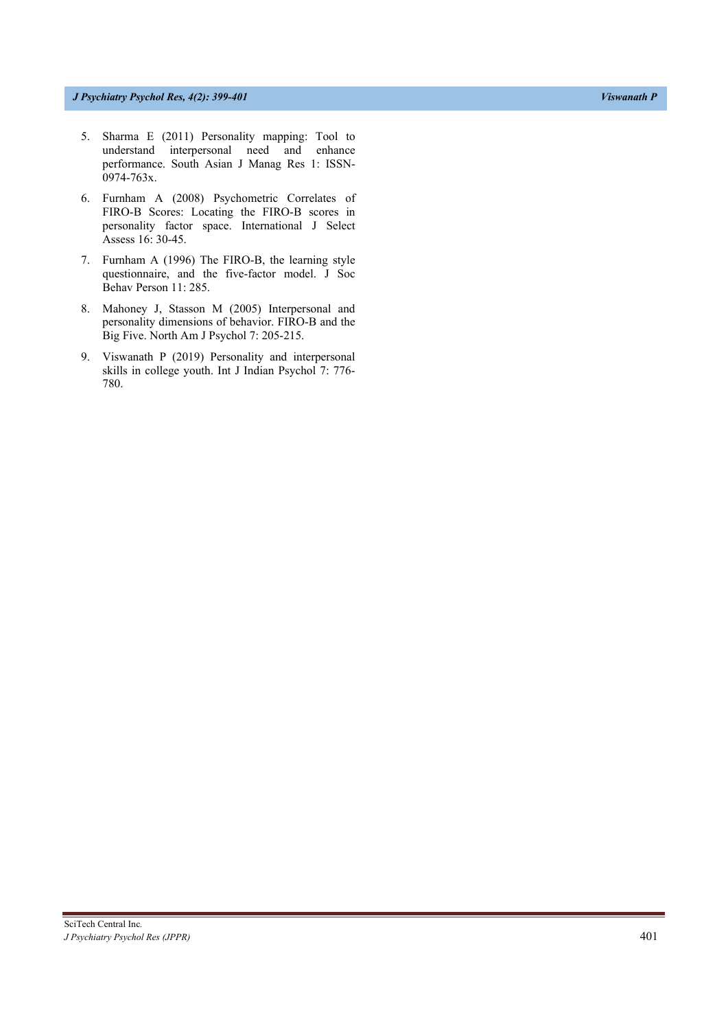5. Sharma E (2011) Personality mapping: Tool to understand interpersonal need and enhance performance. South Asian J Manag Res 1: ISSN-0974-763x.

6. Furnham A (2008) Psychometric Correlates of FIRO-B Scores: Locating the FIRO-B scores in personality factor space. International J Select Assess 16: 30-45.

7. Furnham A (1996) The FIRO-B, the learning style questionnaire, and the five-factor model. J Soc Behav Person 11: 285.

8. Mahoney J, Stasson M (2005) Interpersonal and personality dimensions of behavior. FIRO-B and the Big Five. North Am J Psychol 7: 205-215.

9. Viswanath P (2019) Personality and interpersonal skills in college youth. Int J Indian Psychol 7: 776-780.